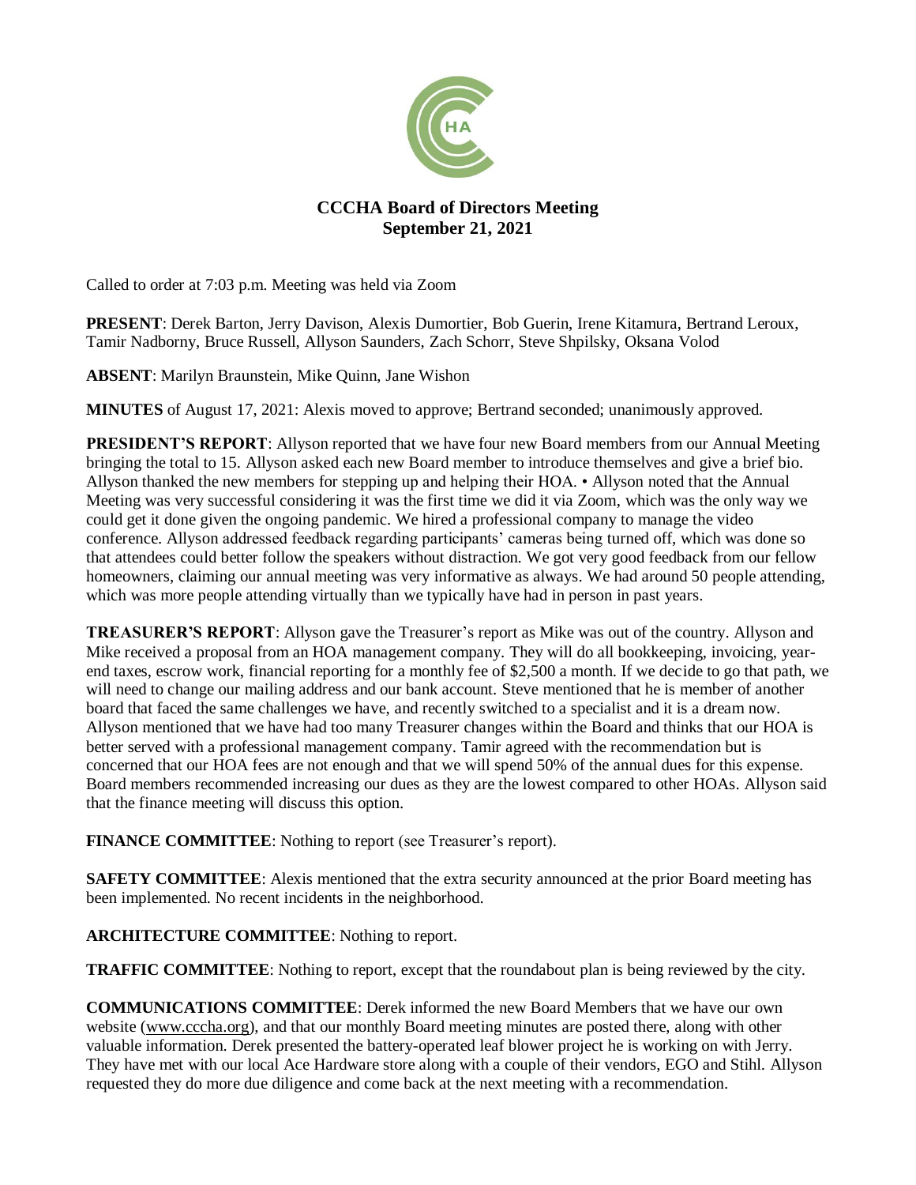# CCCHA Board of Directors Meeting
## September 21, 2021

Called to order at 7:03 p.m. Meeting was held via Zoom

**PRESENT**: Derek Barton, Jerry Davison, Alexis Dumortier, Bob Guerin, Irene Kitamura, Bertrand Leroux, Tamir Nadborny, Bruce Russell, Allyson Saunders, Zach Schorr, Steve Shpilsky, Oksana Volod

**ABSENT**: Marilyn Braunstein, Mike Quinn, Jane Wishon

**MINUTES** of August 17, 2021: Alexis moved to approve; Bertrand seconded; unanimously approved.

**PRESIDENT'S REPORT**: Allyson reported that we have four new Board members from our Annual Meeting bringing the total to 15. Allyson asked each new Board member to introduce themselves and give a brief bio. Allyson thanked the new members for stepping up and helping their HOA. • Allyson noted that the Annual Meeting was very successful considering it was the first time we did it via Zoom, which was the only way we could get it done given the ongoing pandemic. We hired a professional company to manage the video conference. Allyson addressed feedback regarding participants' cameras being turned off, which was done so that attendees could better follow the speakers without distraction. We got very good feedback from our fellow homeowners, claiming our annual meeting was very informative as always. We had around 50 people attending, which was more people attending virtually than we typically have had in person in past years.

**TREASURER'S REPORT**: Allyson gave the Treasurer's report as Mike was out of the country. Allyson and Mike received a proposal from an HOA management company. They will do all bookkeeping, invoicing, year-end taxes, escrow work, financial reporting for a monthly fee of $2,500 a month. If we decide to go that path, we will need to change our mailing address and our bank account. Steve mentioned that he is member of another board that faced the same challenges we have, and recently switched to a specialist and it is a dream now. Allyson mentioned that we have had too many Treasurer changes within the Board and thinks that our HOA is better served with a professional management company. Tamir agreed with the recommendation but is concerned that our HOA fees are not enough and that we will spend 50% of the annual dues for this expense. Board members recommended increasing our dues as they are the lowest compared to other HOAs. Allyson said that the finance meeting will discuss this option.

**FINANCE COMMITTEE**: Nothing to report (see Treasurer's report).

**SAFETY COMMITTEE**: Alexis mentioned that the extra security announced at the prior Board meeting has been implemented. No recent incidents in the neighborhood.

**ARCHITECTURE COMMITTEE**: Nothing to report.

**TRAFFIC COMMITTEE**: Nothing to report, except that the roundabout plan is being reviewed by the city.

**COMMUNICATIONS COMMITTEE**: Derek informed the new Board Members that we have our own website (www.cccha.org), and that our monthly Board meeting minutes are posted there, along with other valuable information. Derek presented the battery-operated leaf blower project he is working on with Jerry. They have met with our local Ace Hardware store along with a couple of their vendors, EGO and Stihl. Allyson requested they do more due diligence and come back at the next meeting with a recommendation.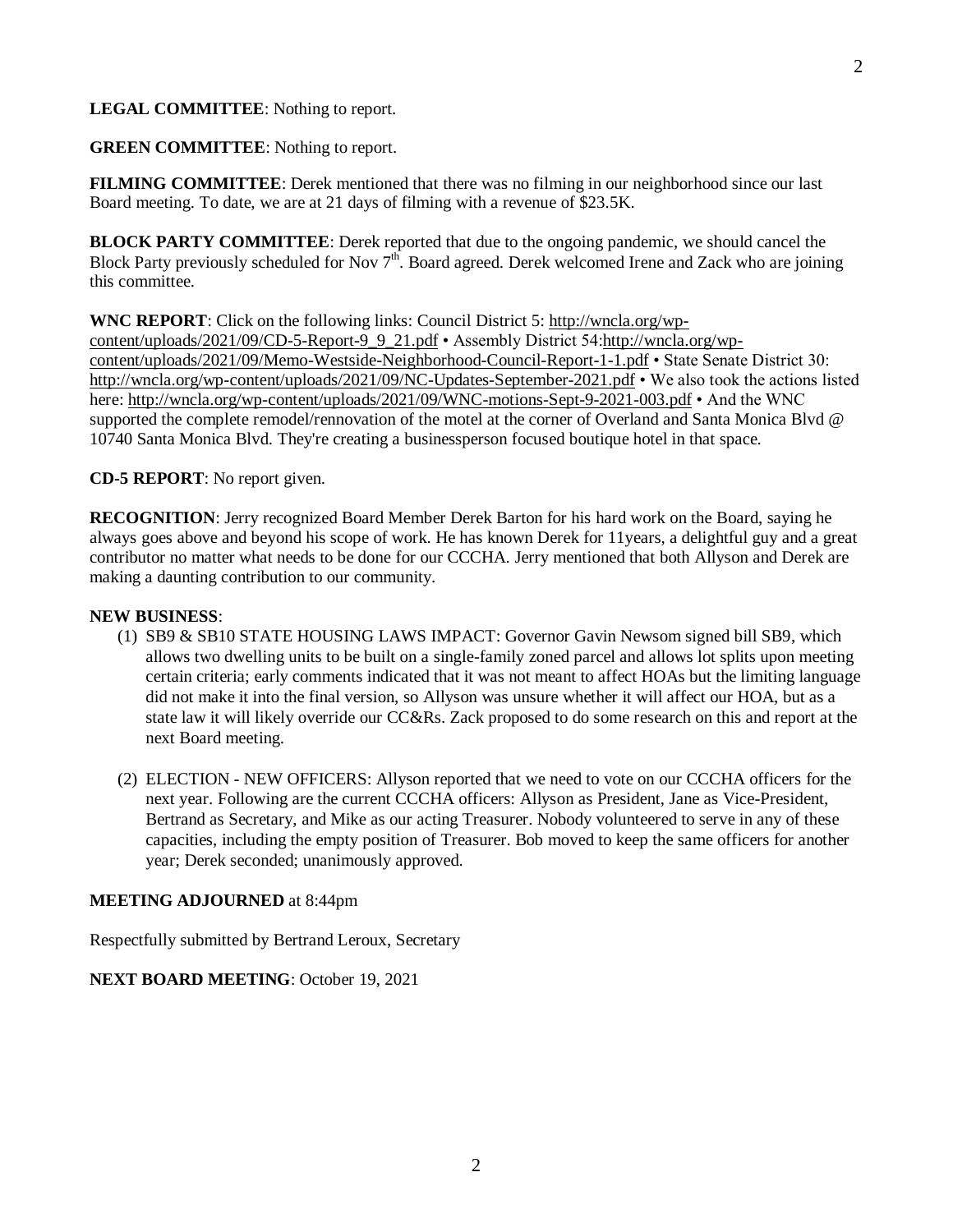**LEGAL COMMITTEE**: Nothing to report.

**GREEN COMMITTEE**: Nothing to report.

**FILMING COMMITTEE**: Derek mentioned that there was no filming in our neighborhood since our last Board meeting. To date, we are at 21 days of filming with a revenue of $23.5K.

**BLOCK PARTY COMMITTEE**: Derek reported that due to the ongoing pandemic, we should cancel the Block Party previously scheduled for Nov 7th. Board agreed. Derek welcomed Irene and Zack who are joining this committee.

**WNC REPORT**: Click on the following links: Council District 5: http://wncla.org/wp-content/uploads/2021/09/CD-5-Report-9_9_21.pdf • Assembly District 54:http://wncla.org/wp-content/uploads/2021/09/Memo-Westside-Neighborhood-Council-Report-1-1.pdf • State Senate District 30: http://wncla.org/wp-content/uploads/2021/09/NC-Updates-September-2021.pdf • We also took the actions listed here: http://wncla.org/wp-content/uploads/2021/09/WNC-motions-Sept-9-2021-003.pdf • And the WNC supported the complete remodel/rennovation of the motel at the corner of Overland and Santa Monica Blvd @ 10740 Santa Monica Blvd. They're creating a businessperson focused boutique hotel in that space.

**CD-5 REPORT**: No report given.

**RECOGNITION**: Jerry recognized Board Member Derek Barton for his hard work on the Board, saying he always goes above and beyond his scope of work. He has known Derek for 11years, a delightful guy and a great contributor no matter what needs to be done for our CCCHA. Jerry mentioned that both Allyson and Derek are making a daunting contribution to our community.

**NEW BUSINESS**:

(1) SB9 & SB10 STATE HOUSING LAWS IMPACT: Governor Gavin Newsom signed bill SB9, which allows two dwelling units to be built on a single-family zoned parcel and allows lot splits upon meeting certain criteria; early comments indicated that it was not meant to affect HOAs but the limiting language did not make it into the final version, so Allyson was unsure whether it will affect our HOA, but as a state law it will likely override our CC&Rs. Zack proposed to do some research on this and report at the next Board meeting.

(2) ELECTION - NEW OFFICERS: Allyson reported that we need to vote on our CCCHA officers for the next year. Following are the current CCCHA officers: Allyson as President, Jane as Vice-President, Bertrand as Secretary, and Mike as our acting Treasurer. Nobody volunteered to serve in any of these capacities, including the empty position of Treasurer. Bob moved to keep the same officers for another year; Derek seconded; unanimously approved.

**MEETING ADJOURNED** at 8:44pm

Respectfully submitted by Bertrand Leroux, Secretary

**NEXT BOARD MEETING**: October 19, 2021